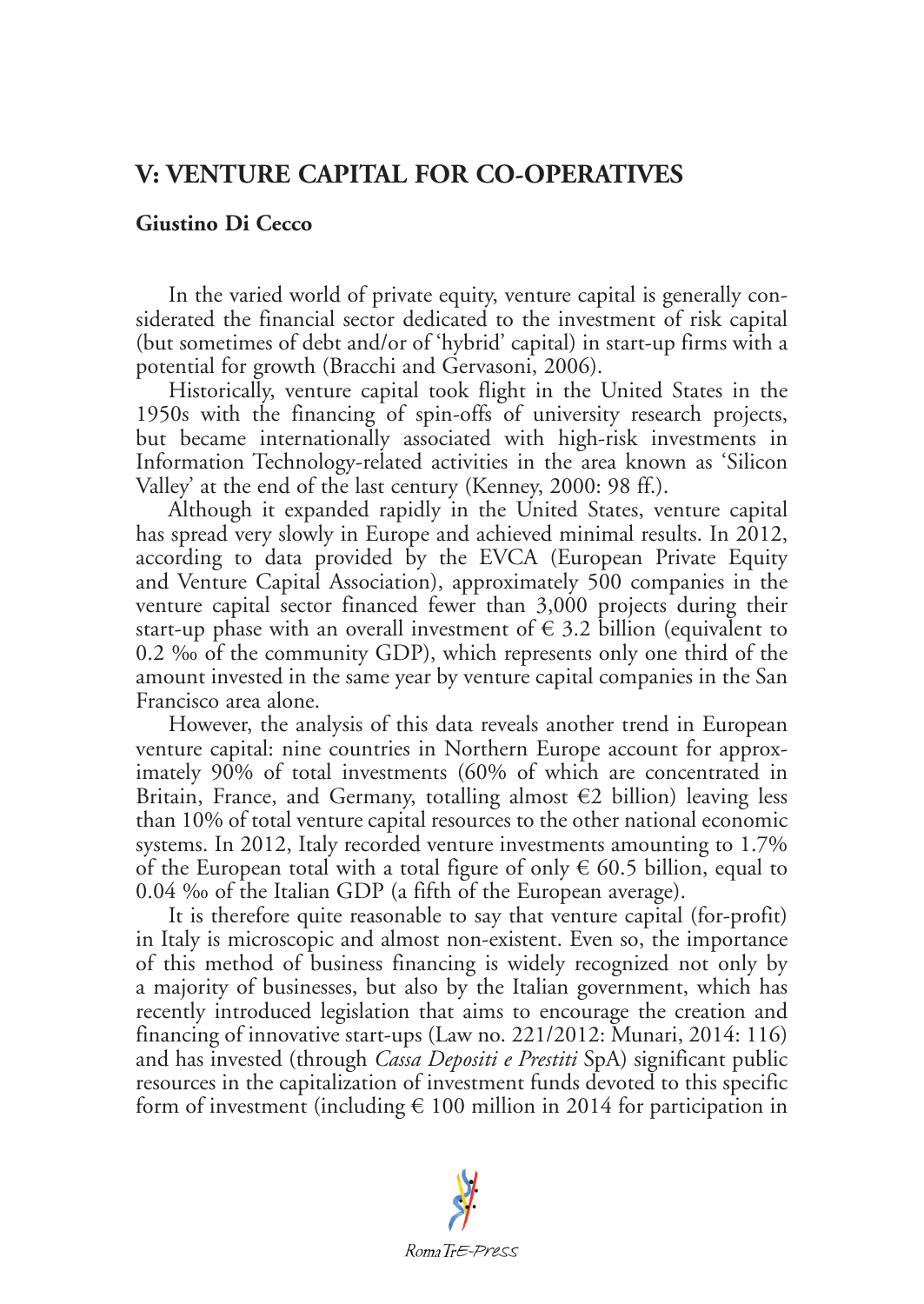## V: VENTURE CAPITAL FOR CO-OPERATIVES

**Giustino Di Cecco**

In the varied world of private equity, venture capital is generally considerated the financial sector dedicated to the investment of risk capital (but sometimes of debt and/or of 'hybrid' capital) in start-up firms with a potential for growth (Bracchi and Gervasoni, 2006).

Historically, venture capital took flight in the United States in the 1950s with the financing of spin-offs of university research projects, but became internationally associated with high-risk investments in Information Technology-related activities in the area known as 'Silicon Valley' at the end of the last century (Kenney, 2000: 98 ff.).

Although it expanded rapidly in the United States, venture capital has spread very slowly in Europe and achieved minimal results. In 2012, according to data provided by the EVCA (European Private Equity and Venture Capital Association), approximately 500 companies in the venture capital sector financed fewer than 3,000 projects during their start-up phase with an overall investment of € 3.2 billion (equivalent to 0.2 ‰ of the community GDP), which represents only one third of the amount invested in the same year by venture capital companies in the San Francisco area alone.

However, the analysis of this data reveals another trend in European venture capital: nine countries in Northern Europe account for approximately 90% of total investments (60% of which are concentrated in Britain, France, and Germany, totalling almost €2 billion) leaving less than 10% of total venture capital resources to the other national economic systems. In 2012, Italy recorded venture investments amounting to 1.7% of the European total with a total figure of only € 60.5 billion, equal to 0.04 ‰ of the Italian GDP (a fifth of the European average).

It is therefore quite reasonable to say that venture capital (for-profit) in Italy is microscopic and almost non-existent. Even so, the importance of this method of business financing is widely recognized not only by a majority of businesses, but also by the Italian government, which has recently introduced legislation that aims to encourage the creation and financing of innovative start-ups (Law no. 221/2012: Munari, 2014: 116) and has invested (through *Cassa Depositi e Prestiti* SpA) significant public resources in the capitalization of investment funds devoted to this specific form of investment (including € 100 million in 2014 for participation in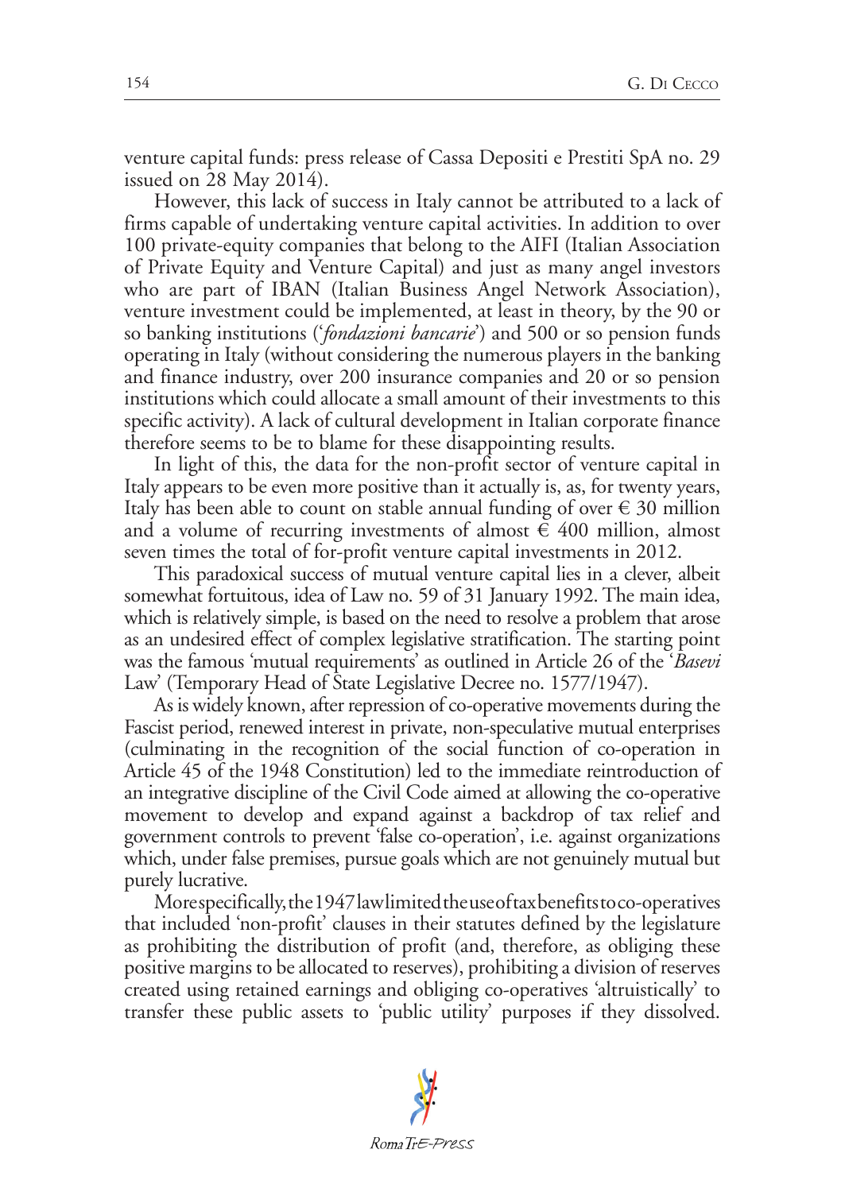venture capital funds: press release of Cassa Depositi e Prestiti SpA no. 29 issued on 28 May 2014).

However, this lack of success in Italy cannot be attributed to a lack of firms capable of undertaking venture capital activities. In addition to over 100 private-equity companies that belong to the AIFI (Italian Association of Private Equity and Venture Capital) and just as many angel investors who are part of IBAN (Italian Business Angel Network Association), venture investment could be implemented, at least in theory, by the 90 or so banking institutions ('*fondazioni bancarie*') and 500 or so pension funds operating in Italy (without considering the numerous players in the banking and finance industry, over 200 insurance companies and 20 or so pension institutions which could allocate a small amount of their investments to this specific activity). A lack of cultural development in Italian corporate finance therefore seems to be to blame for these disappointing results.

In light of this, the data for the non-profit sector of venture capital in Italy appears to be even more positive than it actually is, as, for twenty years, Italy has been able to count on stable annual funding of over € 30 million and a volume of recurring investments of almost € 400 million, almost seven times the total of for-profit venture capital investments in 2012.

This paradoxical success of mutual venture capital lies in a clever, albeit somewhat fortuitous, idea of Law no. 59 of 31 January 1992. The main idea, which is relatively simple, is based on the need to resolve a problem that arose as an undesired effect of complex legislative stratification. The starting point was the famous 'mutual requirements' as outlined in Article 26 of the '*Basevi* Law' (Temporary Head of State Legislative Decree no. 1577/1947).

As is widely known, after repression of co-operative movements during the Fascist period, renewed interest in private, non-speculative mutual enterprises (culminating in the recognition of the social function of co-operation in Article 45 of the 1948 Constitution) led to the immediate reintroduction of an integrative discipline of the Civil Code aimed at allowing the co-operative movement to develop and expand against a backdrop of tax relief and government controls to prevent 'false co-operation', i.e. against organizations which, under false premises, pursue goals which are not genuinely mutual but purely lucrative.

More specifically, the 1947 law limited the use of tax benefits to co-operatives that included 'non-profit' clauses in their statutes defined by the legislature as prohibiting the distribution of profit (and, therefore, as obliging these positive margins to be allocated to reserves), prohibiting a division of reserves created using retained earnings and obliging co-operatives 'altruistically' to transfer these public assets to 'public utility' purposes if they dissolved.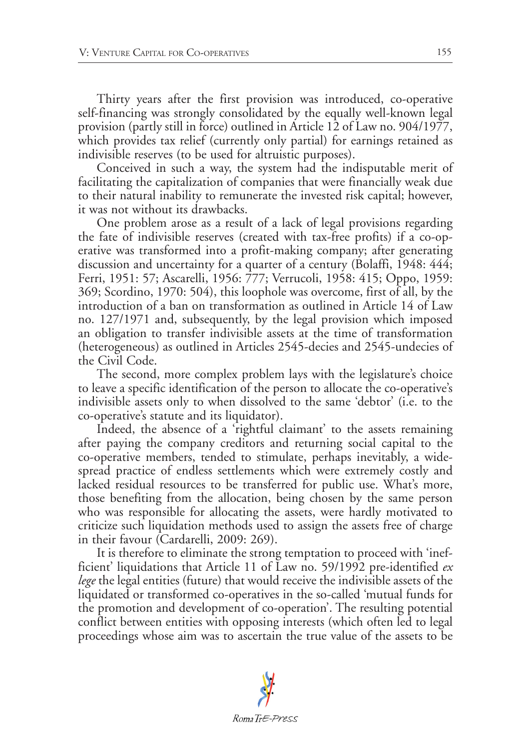Thirty years after the first provision was introduced, co-operative self-financing was strongly consolidated by the equally well-known legal provision (partly still in force) outlined in Article 12 of Law no. 904/1977, which provides tax relief (currently only partial) for earnings retained as indivisible reserves (to be used for altruistic purposes).

Conceived in such a way, the system had the indisputable merit of facilitating the capitalization of companies that were financially weak due to their natural inability to remunerate the invested risk capital; however, it was not without its drawbacks.

One problem arose as a result of a lack of legal provisions regarding the fate of indivisible reserves (created with tax-free profits) if a co-operative was transformed into a profit-making company; after generating discussion and uncertainty for a quarter of a century (Bolaffi, 1948: 444; Ferri, 1951: 57; Ascarelli, 1956: 777; Verrucoli, 1958: 415; Oppo, 1959: 369; Scordino, 1970: 504), this loophole was overcome, first of all, by the introduction of a ban on transformation as outlined in Article 14 of Law no. 127/1971 and, subsequently, by the legal provision which imposed an obligation to transfer indivisible assets at the time of transformation (heterogeneous) as outlined in Articles 2545-decies and 2545-undecies of the Civil Code.

The second, more complex problem lays with the legislature's choice to leave a specific identification of the person to allocate the co-operative's indivisible assets only to when dissolved to the same 'debtor' (i.e. to the co-operative's statute and its liquidator).

Indeed, the absence of a 'rightful claimant' to the assets remaining after paying the company creditors and returning social capital to the co-operative members, tended to stimulate, perhaps inevitably, a widespread practice of endless settlements which were extremely costly and lacked residual resources to be transferred for public use. What's more, those benefiting from the allocation, being chosen by the same person who was responsible for allocating the assets, were hardly motivated to criticize such liquidation methods used to assign the assets free of charge in their favour (Cardarelli, 2009: 269).

It is therefore to eliminate the strong temptation to proceed with 'inefficient' liquidations that Article 11 of Law no. 59/1992 pre-identified *ex lege* the legal entities (future) that would receive the indivisible assets of the liquidated or transformed co-operatives in the so-called 'mutual funds for the promotion and development of co-operation'. The resulting potential conflict between entities with opposing interests (which often led to legal proceedings whose aim was to ascertain the true value of the assets to be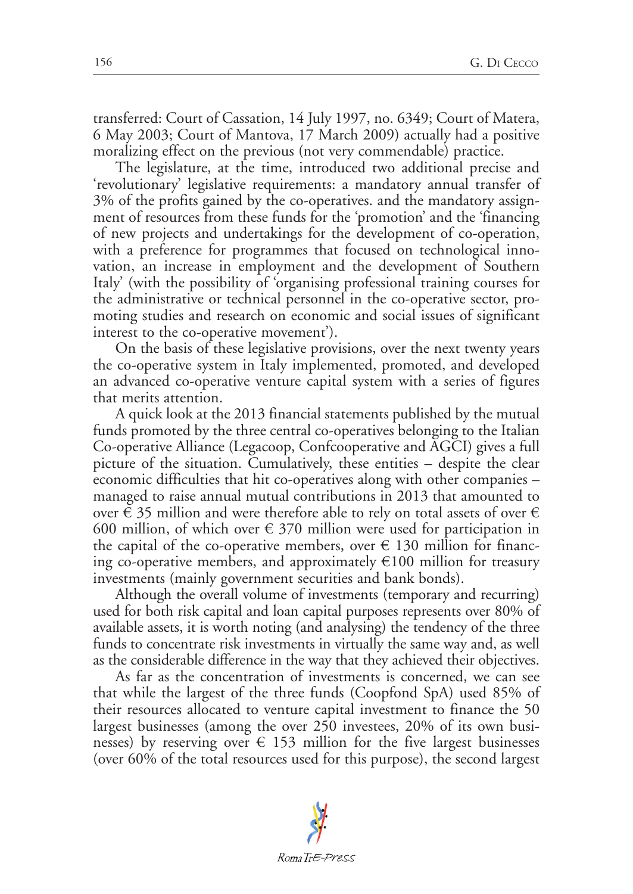transferred: Court of Cassation, 14 July 1997, no. 6349; Court of Matera, 6 May 2003; Court of Mantova, 17 March 2009) actually had a positive moralizing effect on the previous (not very commendable) practice.

The legislature, at the time, introduced two additional precise and 'revolutionary' legislative requirements: a mandatory annual transfer of 3% of the profits gained by the co-operatives. and the mandatory assignment of resources from these funds for the 'promotion' and the 'financing of new projects and undertakings for the development of co-operation, with a preference for programmes that focused on technological innovation, an increase in employment and the development of Southern Italy' (with the possibility of 'organising professional training courses for the administrative or technical personnel in the co-operative sector, promoting studies and research on economic and social issues of significant interest to the co-operative movement').

On the basis of these legislative provisions, over the next twenty years the co-operative system in Italy implemented, promoted, and developed an advanced co-operative venture capital system with a series of figures that merits attention.

A quick look at the 2013 financial statements published by the mutual funds promoted by the three central co-operatives belonging to the Italian Co-operative Alliance (Legacoop, Confcooperative and AGCI) gives a full picture of the situation. Cumulatively, these entities – despite the clear economic difficulties that hit co-operatives along with other companies – managed to raise annual mutual contributions in 2013 that amounted to over € 35 million and were therefore able to rely on total assets of over € 600 million, of which over € 370 million were used for participation in the capital of the co-operative members, over € 130 million for financing co-operative members, and approximately €100 million for treasury investments (mainly government securities and bank bonds).

Although the overall volume of investments (temporary and recurring) used for both risk capital and loan capital purposes represents over 80% of available assets, it is worth noting (and analysing) the tendency of the three funds to concentrate risk investments in virtually the same way and, as well as the considerable difference in the way that they achieved their objectives.

As far as the concentration of investments is concerned, we can see that while the largest of the three funds (Coopfond SpA) used 85% of their resources allocated to venture capital investment to finance the 50 largest businesses (among the over 250 investees, 20% of its own businesses) by reserving over € 153 million for the five largest businesses (over 60% of the total resources used for this purpose), the second largest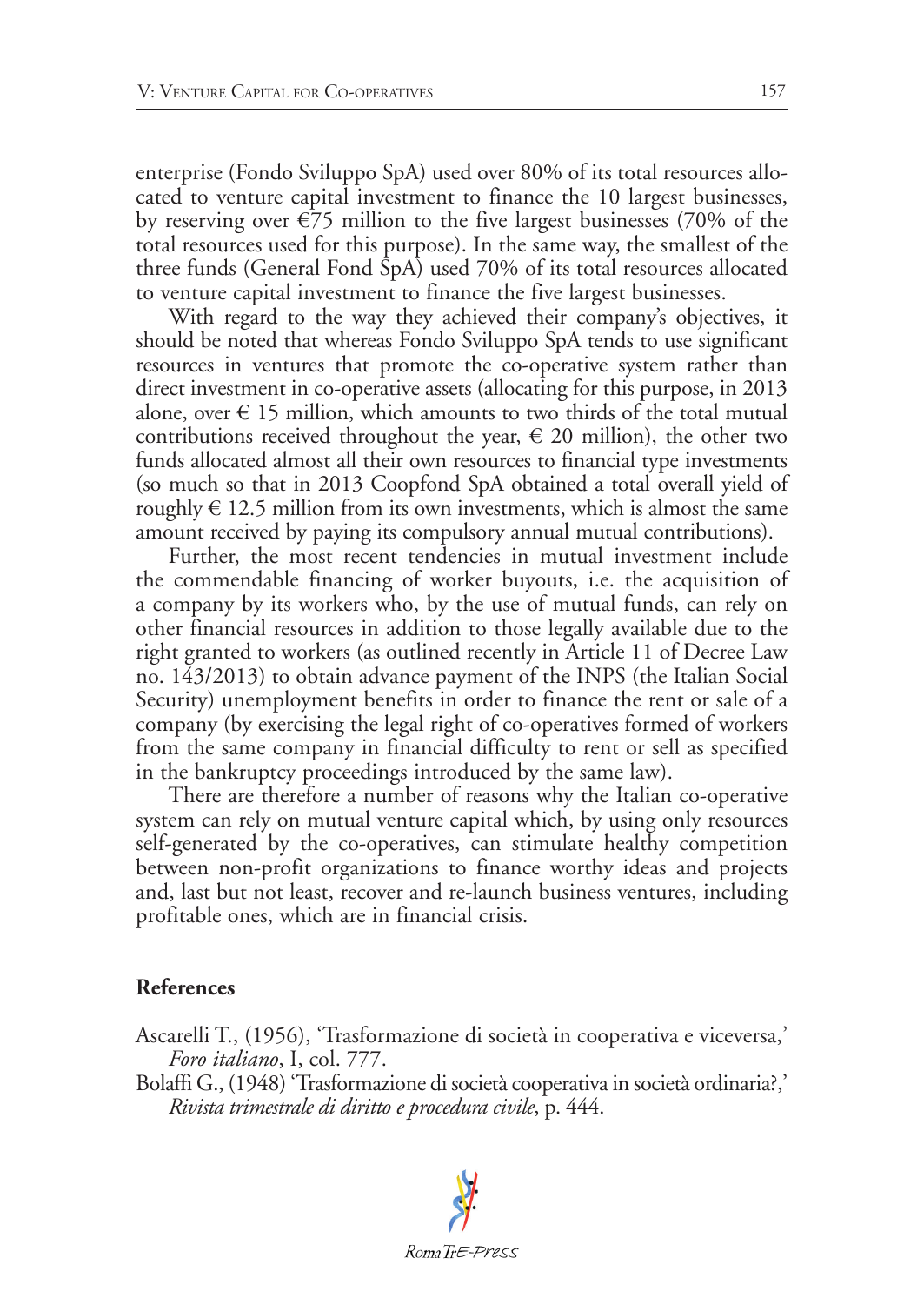enterprise (Fondo Sviluppo SpA) used over 80% of its total resources allocated to venture capital investment to finance the 10 largest businesses, by reserving over €75 million to the five largest businesses (70% of the total resources used for this purpose). In the same way, the smallest of the three funds (General Fond SpA) used 70% of its total resources allocated to venture capital investment to finance the five largest businesses.

With regard to the way they achieved their company's objectives, it should be noted that whereas Fondo Sviluppo SpA tends to use significant resources in ventures that promote the co-operative system rather than direct investment in co-operative assets (allocating for this purpose, in 2013 alone, over € 15 million, which amounts to two thirds of the total mutual contributions received throughout the year, € 20 million), the other two funds allocated almost all their own resources to financial type investments (so much so that in 2013 Coopfond SpA obtained a total overall yield of roughly € 12.5 million from its own investments, which is almost the same amount received by paying its compulsory annual mutual contributions).

Further, the most recent tendencies in mutual investment include the commendable financing of worker buyouts, i.e. the acquisition of a company by its workers who, by the use of mutual funds, can rely on other financial resources in addition to those legally available due to the right granted to workers (as outlined recently in Article 11 of Decree Law no. 143/2013) to obtain advance payment of the INPS (the Italian Social Security) unemployment benefits in order to finance the rent or sale of a company (by exercising the legal right of co-operatives formed of workers from the same company in financial difficulty to rent or sell as specified in the bankruptcy proceedings introduced by the same law).

There are therefore a number of reasons why the Italian co-operative system can rely on mutual venture capital which, by using only resources self-generated by the co-operatives, can stimulate healthy competition between non-profit organizations to finance worthy ideas and projects and, last but not least, recover and re-launch business ventures, including profitable ones, which are in financial crisis.

## References

Ascarelli T., (1956), 'Trasformazione di società in cooperativa e viceversa,' *Foro italiano*, I, col. 777.

Bolaffi G., (1948) 'Trasformazione di società cooperativa in società ordinaria?,' *Rivista trimestrale di diritto e procedura civile*, p. 444.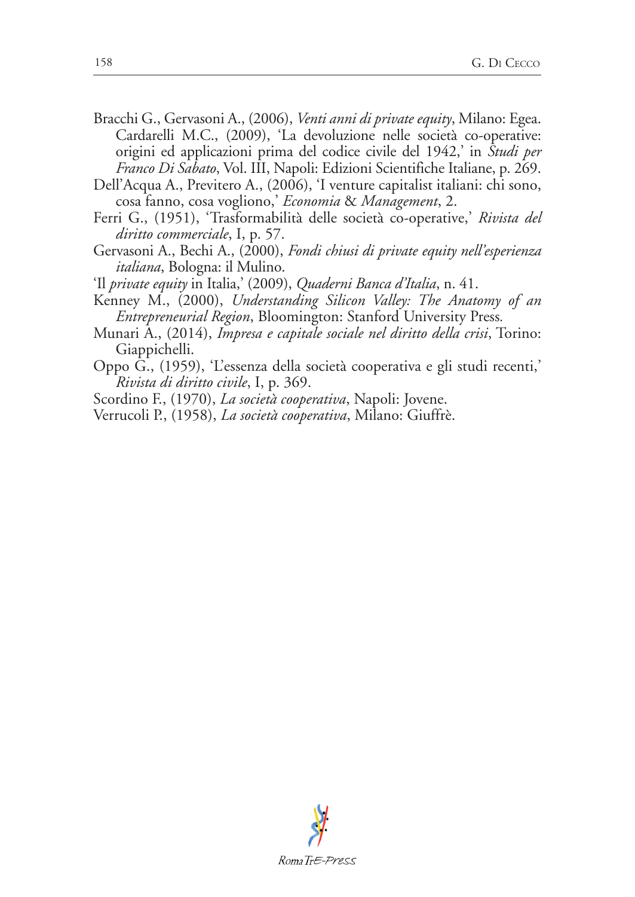Bracchi G., Gervasoni A., (2006), *Venti anni di private equity*, Milano: Egea.

Cardarelli M.C., (2009), 'La devoluzione nelle società co-operative: origini ed applicazioni prima del codice civile del 1942,' in *Studi per Franco Di Sabato*, Vol. III, Napoli: Edizioni Scientifiche Italiane, p. 269.

Dell'Acqua A., Previtero A., (2006), 'I venture capitalist italiani: chi sono, cosa fanno, cosa vogliono,' *Economia & Management*, 2.

Ferri G., (1951), 'Trasformabilità delle società co-operative,' *Rivista del diritto commerciale*, I, p. 57.

Gervasoni A., Bechi A., (2000), *Fondi chiusi di private equity nell'esperienza italiana*, Bologna: il Mulino.

'Il *private equity* in Italia,' (2009), *Quaderni Banca d'Italia*, n. 41.

Kenney M., (2000), *Understanding Silicon Valley: The Anatomy of an Entrepreneurial Region*, Bloomington: Stanford University Press.

Munari A., (2014), *Impresa e capitale sociale nel diritto della crisi*, Torino: Giappichelli.

Oppo G., (1959), 'L'essenza della società cooperativa e gli studi recenti,' *Rivista di diritto civile*, I, p. 369.

Scordino F., (1970), *La società cooperativa*, Napoli: Jovene.

Verrucoli P., (1958), *La società cooperativa*, Milano: Giuffrè.